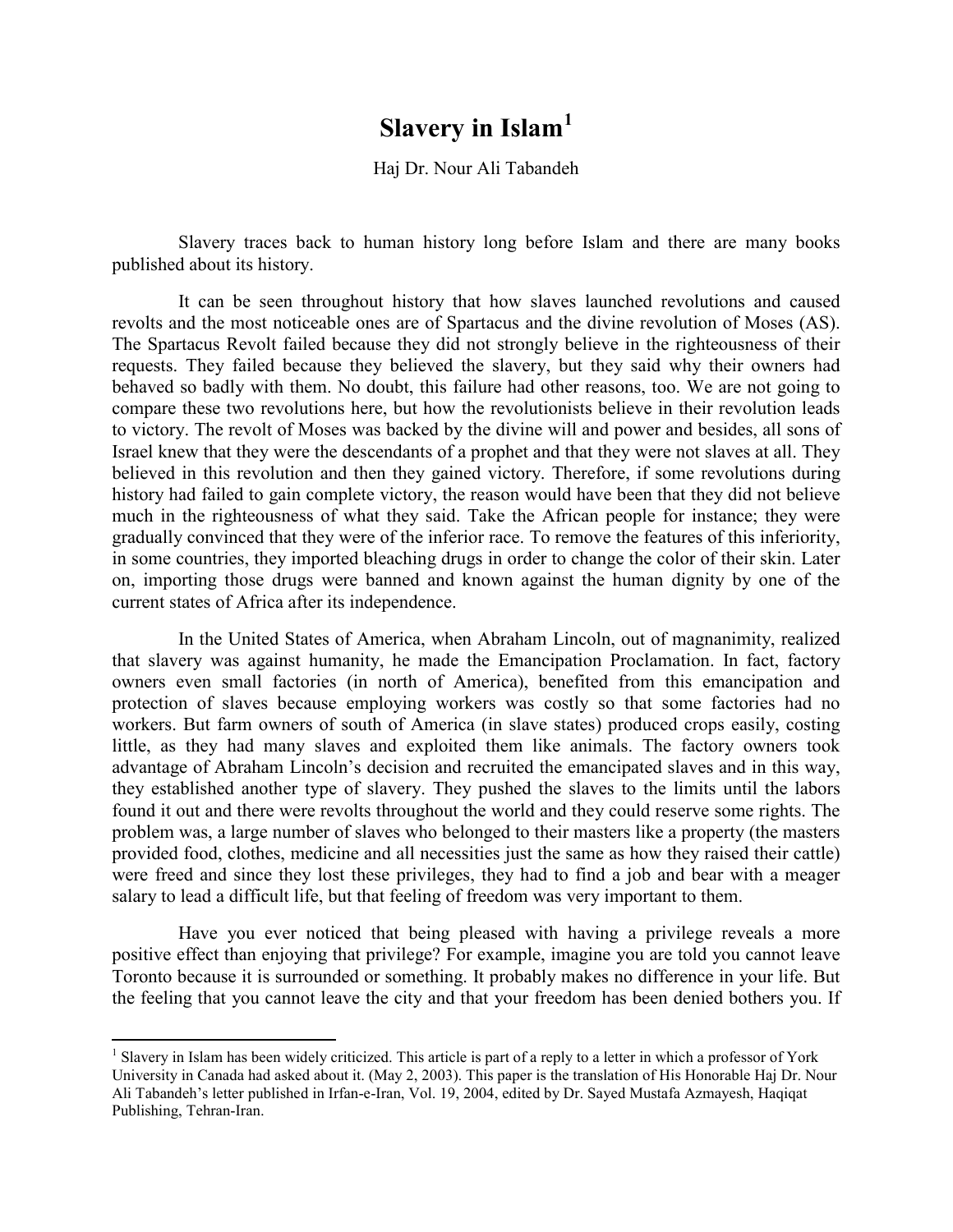# Slavery in Islam[1]

Haj Dr. Nour Ali Tabandeh

Slavery traces back to human history long before Islam and there are many books published about its history.

It can be seen throughout history that how slaves launched revolutions and caused revolts and the most noticeable ones are of Spartacus and the divine revolution of Moses (AS). The Spartacus Revolt failed because they did not strongly believe in the righteousness of their requests. They failed because they believed the slavery, but they said why their owners had behaved so badly with them. No doubt, this failure had other reasons, too. We are not going to compare these two revolutions here, but how the revolutionists believe in their revolution leads to victory. The revolt of Moses was backed by the divine will and power and besides, all sons of Israel knew that they were the descendants of a prophet and that they were not slaves at all. They believed in this revolution and then they gained victory. Therefore, if some revolutions during history had failed to gain complete victory, the reason would have been that they did not believe much in the righteousness of what they said. Take the African people for instance; they were gradually convinced that they were of the inferior race. To remove the features of this inferiority, in some countries, they imported bleaching drugs in order to change the color of their skin. Later on, importing those drugs were banned and known against the human dignity by one of the current states of Africa after its independence.

In the United States of America, when Abraham Lincoln, out of magnanimity, realized that slavery was against humanity, he made the Emancipation Proclamation. In fact, factory owners even small factories (in north of America), benefited from this emancipation and protection of slaves because employing workers was costly so that some factories had no workers. But farm owners of south of America (in slave states) produced crops easily, costing little, as they had many slaves and exploited them like animals. The factory owners took advantage of Abraham Lincoln's decision and recruited the emancipated slaves and in this way, they established another type of slavery. They pushed the slaves to the limits until the labors found it out and there were revolts throughout the world and they could reserve some rights. The problem was, a large number of slaves who belonged to their masters like a property (the masters provided food, clothes, medicine and all necessities just the same as how they raised their cattle) were freed and since they lost these privileges, they had to find a job and bear with a meager salary to lead a difficult life, but that feeling of freedom was very important to them.

Have you ever noticed that being pleased with having a privilege reveals a more positive effect than enjoying that privilege? For example, imagine you are told you cannot leave Toronto because it is surrounded or something. It probably makes no difference in your life. But the feeling that you cannot leave the city and that your freedom has been denied bothers you. If

---

[1] Slavery in Islam has been widely criticized. This article is part of a reply to a letter in which a professor of York University in Canada had asked about it. (May 2, 2003). This paper is the translation of His Honorable Haj Dr. Nour Ali Tabandeh's letter published in Irfan-e-Iran, Vol. 19, 2004, edited by Dr. Sayed Mustafa Azmayesh, Haqiqat Publishing, Tehran-Iran.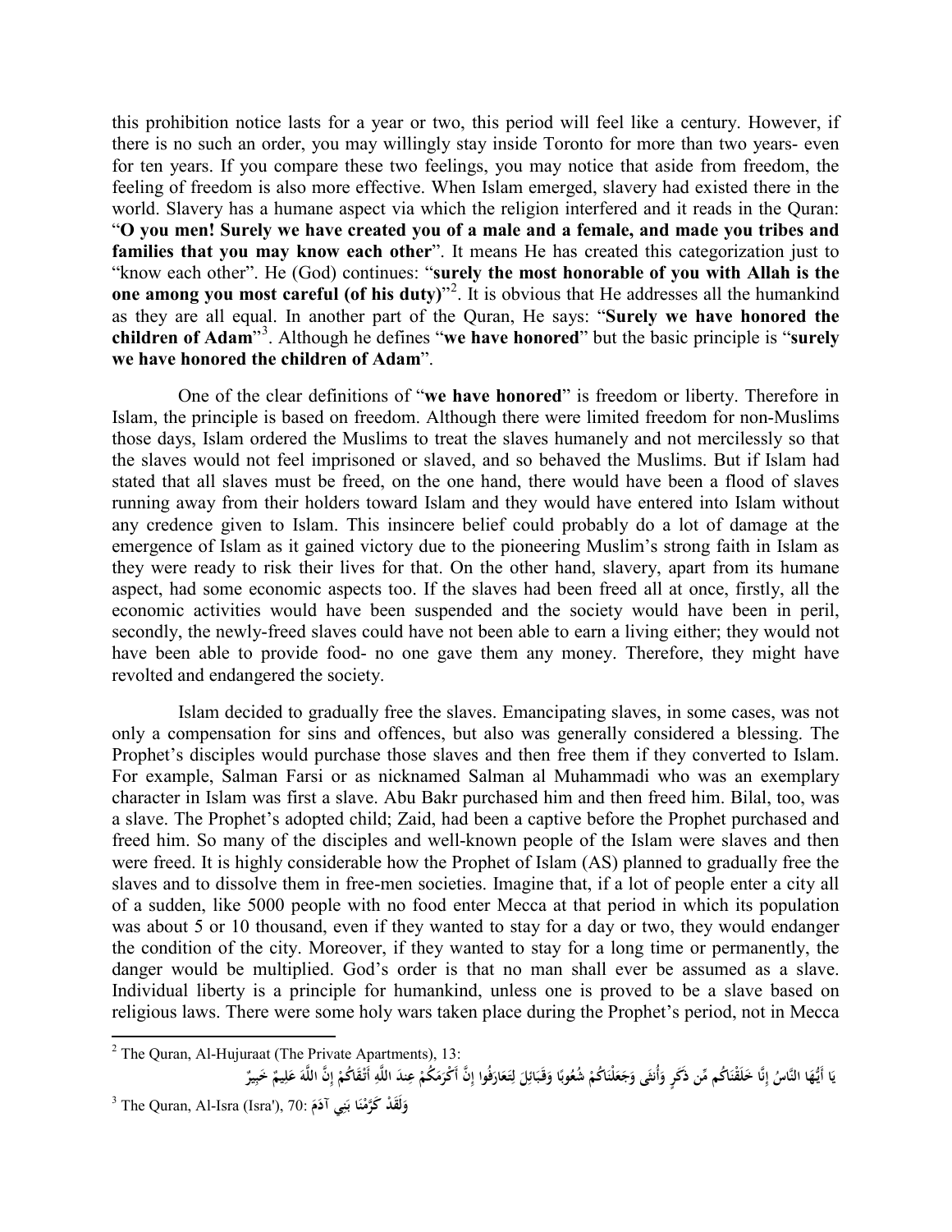this prohibition notice lasts for a year or two, this period will feel like a century. However, if there is no such an order, you may willingly stay inside Toronto for more than two years- even for ten years. If you compare these two feelings, you may notice that aside from freedom, the feeling of freedom is also more effective. When Islam emerged, slavery had existed there in the world. Slavery has a humane aspect via which the religion interfered and it reads in the Quran: "**O you men! Surely we have created you of a male and a female, and made you tribes and families that you may know each other**". It means He has created this categorization just to "know each other". He (God) continues: "**surely the most honorable of you with Allah is the one among you most careful (of his duty)**"[2]. It is obvious that He addresses all the humankind as they are all equal. In another part of the Quran, He says: "**Surely we have honored the children of Adam**"[3]. Although he defines "**we have honored**" but the basic principle is "**surely we have honored the children of Adam**".

One of the clear definitions of "**we have honored**" is freedom or liberty. Therefore in Islam, the principle is based on freedom. Although there were limited freedom for non-Muslims those days, Islam ordered the Muslims to treat the slaves humanely and not mercilessly so that the slaves would not feel imprisoned or slaved, and so behaved the Muslims. But if Islam had stated that all slaves must be freed, on the one hand, there would have been a flood of slaves running away from their holders toward Islam and they would have entered into Islam without any credence given to Islam. This insincere belief could probably do a lot of damage at the emergence of Islam as it gained victory due to the pioneering Muslim's strong faith in Islam as they were ready to risk their lives for that. On the other hand, slavery, apart from its humane aspect, had some economic aspects too. If the slaves had been freed all at once, firstly, all the economic activities would have been suspended and the society would have been in peril, secondly, the newly-freed slaves could have not been able to earn a living either; they would not have been able to provide food- no one gave them any money. Therefore, they might have revolted and endangered the society.

Islam decided to gradually free the slaves. Emancipating slaves, in some cases, was not only a compensation for sins and offences, but also was generally considered a blessing. The Prophet's disciples would purchase those slaves and then free them if they converted to Islam. For example, Salman Farsi or as nicknamed Salman al Muhammadi who was an exemplary character in Islam was first a slave. Abu Bakr purchased him and then freed him. Bilal, too, was a slave. The Prophet's adopted child; Zaid, had been a captive before the Prophet purchased and freed him. So many of the disciples and well-known people of the Islam were slaves and then were freed. It is highly considerable how the Prophet of Islam (AS) planned to gradually free the slaves and to dissolve them in free-men societies. Imagine that, if a lot of people enter a city all of a sudden, like 5000 people with no food enter Mecca at that period in which its population was about 5 or 10 thousand, even if they wanted to stay for a day or two, they would endanger the condition of the city. Moreover, if they wanted to stay for a long time or permanently, the danger would be multiplied. God's order is that no man shall ever be assumed as a slave. Individual liberty is a principle for humankind, unless one is proved to be a slave based on religious laws. There were some holy wars taken place during the Prophet's period, not in Mecca

---

[2] The Quran, Al-Hujuraat (The Private Apartments), 13:

يَا أَيُّهَا النَّاسُ إِنَّا خَلَقْنَاكُم مِّن ذَكَرٍ وَأُنثَى وَجَعَلْنَاكُمْ شُعُوبًا وَقَبَائِلَ لِتَعَارَفُوا إِنَّ أَكْرَمَكُمْ عِندَ اللَّهِ أَتْقَاكُمْ إِنَّ اللَّهَ عَلِيمٌ خَبِيرٌ

[3] The Quran, Al-Isra (Isra'), 70: وَلَقَدْ كَرَّمْنَا بَنِي آدَمَ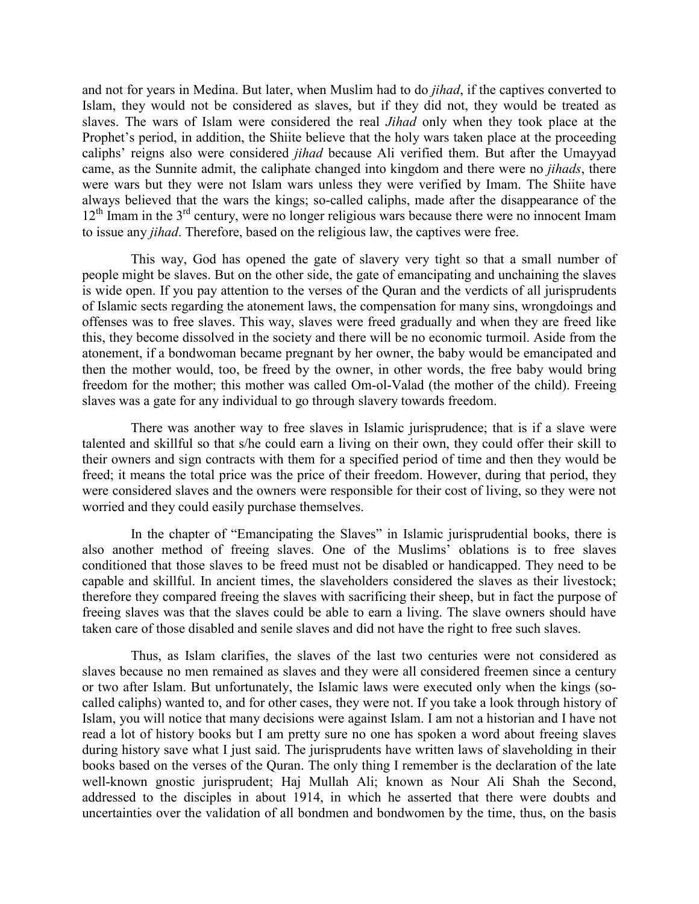and not for years in Medina. But later, when Muslim had to do *jihad*, if the captives converted to Islam, they would not be considered as slaves, but if they did not, they would be treated as slaves. The wars of Islam were considered the real *Jihad* only when they took place at the Prophet's period, in addition, the Shiite believe that the holy wars taken place at the proceeding caliphs' reigns also were considered *jihad* because Ali verified them. But after the Umayyad came, as the Sunnite admit, the caliphate changed into kingdom and there were no *jihads*, there were wars but they were not Islam wars unless they were verified by Imam. The Shiite have always believed that the wars the kings; so-called caliphs, made after the disappearance of the 12th Imam in the 3rd century, were no longer religious wars because there were no innocent Imam to issue any *jihad*. Therefore, based on the religious law, the captives were free.

This way, God has opened the gate of slavery very tight so that a small number of people might be slaves. But on the other side, the gate of emancipating and unchaining the slaves is wide open. If you pay attention to the verses of the Quran and the verdicts of all jurisprudents of Islamic sects regarding the atonement laws, the compensation for many sins, wrongdoings and offenses was to free slaves. This way, slaves were freed gradually and when they are freed like this, they become dissolved in the society and there will be no economic turmoil. Aside from the atonement, if a bondwoman became pregnant by her owner, the baby would be emancipated and then the mother would, too, be freed by the owner, in other words, the free baby would bring freedom for the mother; this mother was called Om-ol-Valad (the mother of the child). Freeing slaves was a gate for any individual to go through slavery towards freedom.

There was another way to free slaves in Islamic jurisprudence; that is if a slave were talented and skillful so that s/he could earn a living on their own, they could offer their skill to their owners and sign contracts with them for a specified period of time and then they would be freed; it means the total price was the price of their freedom. However, during that period, they were considered slaves and the owners were responsible for their cost of living, so they were not worried and they could easily purchase themselves.

In the chapter of "Emancipating the Slaves" in Islamic jurisprudential books, there is also another method of freeing slaves. One of the Muslims' oblations is to free slaves conditioned that those slaves to be freed must not be disabled or handicapped. They need to be capable and skillful. In ancient times, the slaveholders considered the slaves as their livestock; therefore they compared freeing the slaves with sacrificing their sheep, but in fact the purpose of freeing slaves was that the slaves could be able to earn a living. The slave owners should have taken care of those disabled and senile slaves and did not have the right to free such slaves.

Thus, as Islam clarifies, the slaves of the last two centuries were not considered as slaves because no men remained as slaves and they were all considered freemen since a century or two after Islam. But unfortunately, the Islamic laws were executed only when the kings (so-called caliphs) wanted to, and for other cases, they were not. If you take a look through history of Islam, you will notice that many decisions were against Islam. I am not a historian and I have not read a lot of history books but I am pretty sure no one has spoken a word about freeing slaves during history save what I just said. The jurisprudents have written laws of slaveholding in their books based on the verses of the Quran. The only thing I remember is the declaration of the late well-known gnostic jurisprudent; Haj Mullah Ali; known as Nour Ali Shah the Second, addressed to the disciples in about 1914, in which he asserted that there were doubts and uncertainties over the validation of all bondmen and bondwomen by the time, thus, on the basis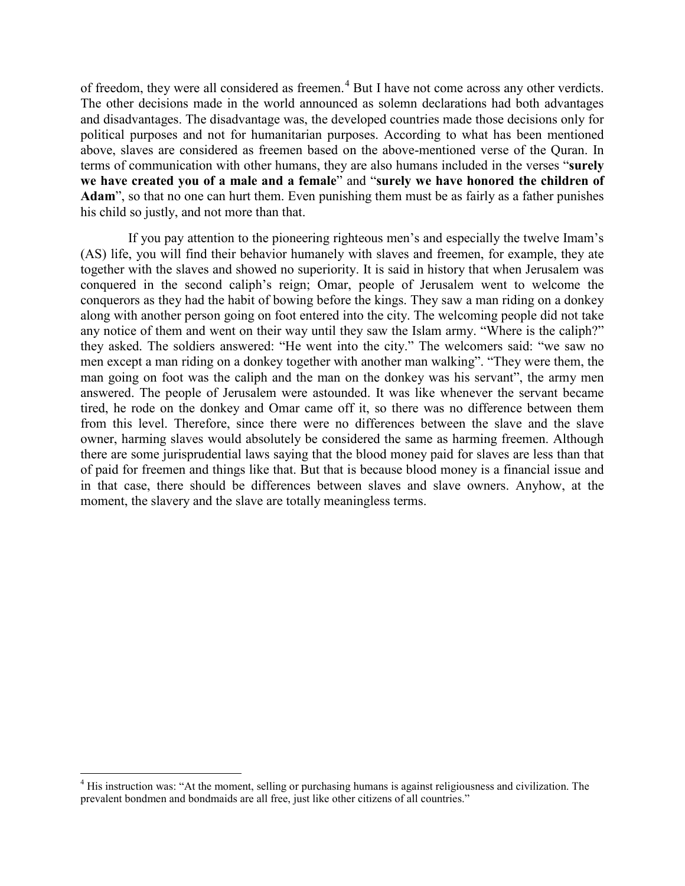of freedom, they were all considered as freemen.[4] But I have not come across any other verdicts. The other decisions made in the world announced as solemn declarations had both advantages and disadvantages. The disadvantage was, the developed countries made those decisions only for political purposes and not for humanitarian purposes. According to what has been mentioned above, slaves are considered as freemen based on the above-mentioned verse of the Quran. In terms of communication with other humans, they are also humans included in the verses "**surely we have created you of a male and a female**" and "**surely we have honored the children of Adam**", so that no one can hurt them. Even punishing them must be as fairly as a father punishes his child so justly, and not more than that.

If you pay attention to the pioneering righteous men's and especially the twelve Imam's (AS) life, you will find their behavior humanely with slaves and freemen, for example, they ate together with the slaves and showed no superiority. It is said in history that when Jerusalem was conquered in the second caliph's reign; Omar, people of Jerusalem went to welcome the conquerors as they had the habit of bowing before the kings. They saw a man riding on a donkey along with another person going on foot entered into the city. The welcoming people did not take any notice of them and went on their way until they saw the Islam army. "Where is the caliph?" they asked. The soldiers answered: "He went into the city." The welcomers said: "we saw no men except a man riding on a donkey together with another man walking". "They were them, the man going on foot was the caliph and the man on the donkey was his servant", the army men answered. The people of Jerusalem were astounded. It was like whenever the servant became tired, he rode on the donkey and Omar came off it, so there was no difference between them from this level. Therefore, since there were no differences between the slave and the slave owner, harming slaves would absolutely be considered the same as harming freemen. Although there are some jurisprudential laws saying that the blood money paid for slaves are less than that of paid for freemen and things like that. But that is because blood money is a financial issue and in that case, there should be differences between slaves and slave owners. Anyhow, at the moment, the slavery and the slave are totally meaningless terms.

---

[4] His instruction was: "At the moment, selling or purchasing humans is against religiousness and civilization. The prevalent bondmen and bondmaids are all free, just like other citizens of all countries."